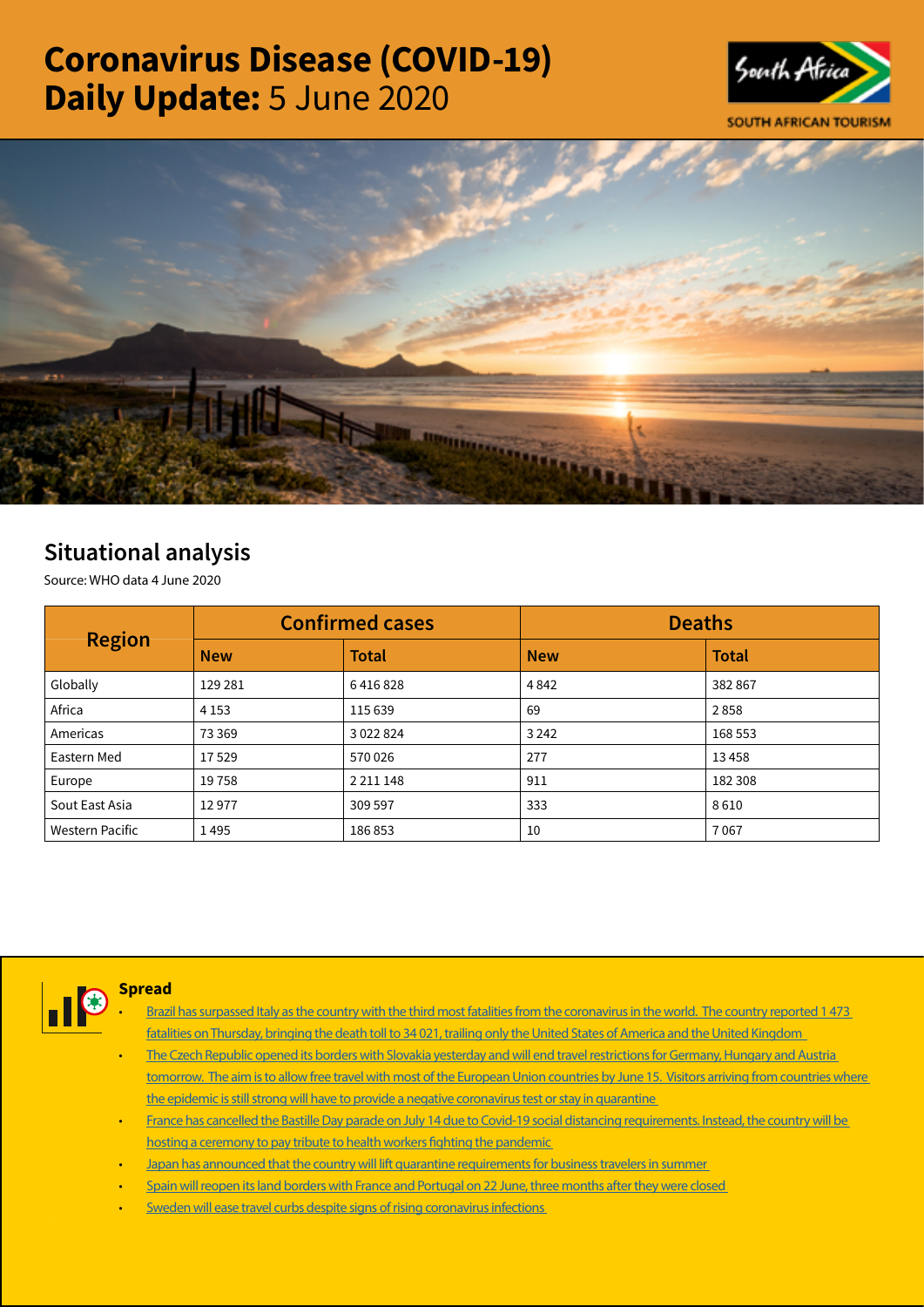# Coronavirus Disease (COVID-19) Daily Update: 5 June 2020

SOUTH AFRICAN TOURISM

## Situational analysis

Source: WHO data 4 June 2020

| Region | Confirmed cases | | Deaths | |
|---|---|---|---|---|
| | New | Total | New | Total |
| Globally | 129 281 | 6 416 828 | 4 842 | 382 867 |
| Africa | 4 153 | 115 639 | 69 | 2 858 |
| Americas | 73 369 | 3 022 824 | 3 242 | 168 553 |
| Eastern Med | 17 529 | 570 026 | 277 | 13 458 |
| Europe | 19 758 | 2 211 148 | 911 | 182 308 |
| Sout East Asia | 12 977 | 309 597 | 333 | 8 610 |
| Western Pacific | 1 495 | 186 853 | 10 | 7 067 |

### Spread

- Brazil has surpassed Italy as the country with the third most fatalities from the coronavirus in the world. The country reported 1 473 fatalities on Thursday, bringing the death toll to 34 021, trailing only the United States of America and the United Kingdom
- The Czech Republic opened its borders with Slovakia yesterday and will end travel restrictions for Germany, Hungary and Austria tomorrow. The aim is to allow free travel with most of the European Union countries by June 15. Visitors arriving from countries where the epidemic is still strong will have to provide a negative coronavirus test or stay in quarantine
- France has cancelled the Bastille Day parade on July 14 due to Covid-19 social distancing requirements. Instead, the country will be hosting a ceremony to pay tribute to health workers fighting the pandemic
- Japan has announced that the country will lift quarantine requirements for business travelers in summer
- Spain will reopen its land borders with France and Portugal on 22 June, three months after they were closed
- Sweden will ease travel curbs despite signs of rising coronavirus infections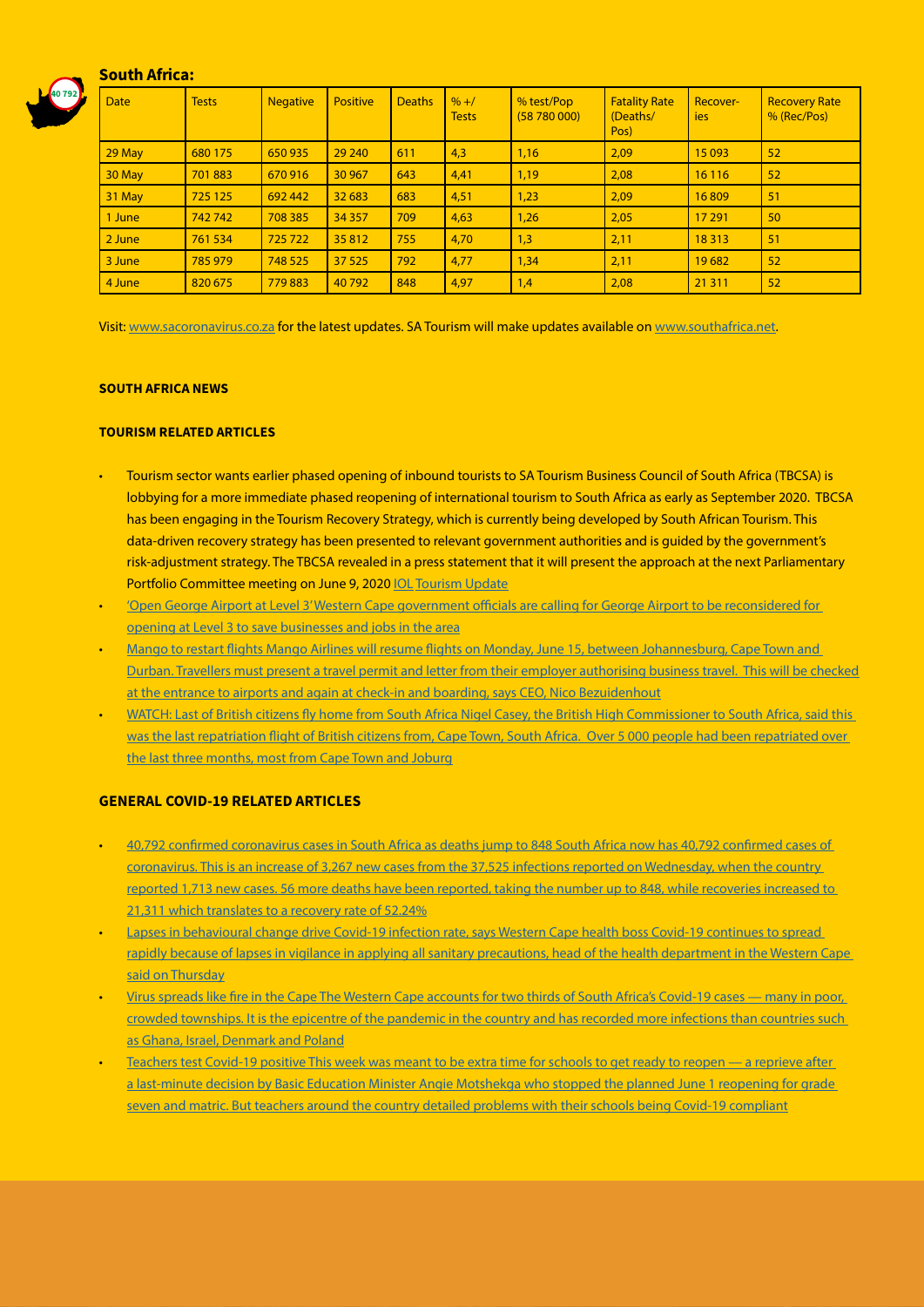## South Africa:

| Date | Tests | Negative | Positive | Deaths | % +/ Tests | % test/Pop (58 780 000) | Fatality Rate (Deaths/ Pos) | Recover-ies | Recovery Rate % (Rec/Pos) |
|---|---|---|---|---|---|---|---|---|---|
| 29 May | 680 175 | 650 935 | 29 240 | 611 | 4,3 | 1,16 | 2,09 | 15 093 | 52 |
| 30 May | 701 883 | 670 916 | 30 967 | 643 | 4,41 | 1,19 | 2,08 | 16 116 | 52 |
| 31 May | 725 125 | 692 442 | 32 683 | 683 | 4,51 | 1,23 | 2,09 | 16 809 | 51 |
| 1 June | 742 742 | 708 385 | 34 357 | 709 | 4,63 | 1,26 | 2,05 | 17 291 | 50 |
| 2 June | 761 534 | 725 722 | 35 812 | 755 | 4,70 | 1,3 | 2,11 | 18 313 | 51 |
| 3 June | 785 979 | 748 525 | 37 525 | 792 | 4,77 | 1,34 | 2,11 | 19 682 | 52 |
| 4 June | 820 675 | 779 883 | 40 792 | 848 | 4,97 | 1,4 | 2,08 | 21 311 | 52 |

Visit: www.sacoronavirus.co.za for the latest updates. SA Tourism will make updates available on www.southafrica.net.

**SOUTH AFRICA NEWS**

**TOURISM RELATED ARTICLES**

- Tourism sector wants earlier phased opening of inbound tourists to SA Tourism Business Council of South Africa (TBCSA) is lobbying for a more immediate phased reopening of international tourism to South Africa as early as September 2020. TBCSA has been engaging in the Tourism Recovery Strategy, which is currently being developed by South African Tourism. This data-driven recovery strategy has been presented to relevant government authorities and is guided by the government's risk-adjustment strategy. The TBCSA revealed in a press statement that it will present the approach at the next Parliamentary Portfolio Committee meeting on June 9, 2020 IOL Tourism Update
- 'Open George Airport at Level 3' Western Cape government officials are calling for George Airport to be reconsidered for opening at Level 3 to save businesses and jobs in the area
- Mango to restart flights Mango Airlines will resume flights on Monday, June 15, between Johannesburg, Cape Town and Durban. Travellers must present a travel permit and letter from their employer authorising business travel. This will be checked at the entrance to airports and again at check-in and boarding, says CEO, Nico Bezuidenhout
- WATCH: Last of British citizens fly home from South Africa Nigel Casey, the British High Commissioner to South Africa, said this was the last repatriation flight of British citizens from, Cape Town, South Africa. Over 5 000 people had been repatriated over the last three months, most from Cape Town and Joburg

**GENERAL COVID-19 RELATED ARTICLES**

- 40,792 confirmed coronavirus cases in South Africa as deaths jump to 848 South Africa now has 40,792 confirmed cases of coronavirus. This is an increase of 3,267 new cases from the 37,525 infections reported on Wednesday, when the country reported 1,713 new cases. 56 more deaths have been reported, taking the number up to 848, while recoveries increased to 21,311 which translates to a recovery rate of 52.24%
- Lapses in behavioural change drive Covid-19 infection rate, says Western Cape health boss Covid-19 continues to spread rapidly because of lapses in vigilance in applying all sanitary precautions, head of the health department in the Western Cape said on Thursday
- Virus spreads like fire in the Cape The Western Cape accounts for two thirds of South Africa's Covid-19 cases — many in poor, crowded townships. It is the epicentre of the pandemic in the country and has recorded more infections than countries such as Ghana, Israel, Denmark and Poland
- Teachers test Covid-19 positive This week was meant to be extra time for schools to get ready to reopen — a reprieve after a last-minute decision by Basic Education Minister Angie Motshekga who stopped the planned June 1 reopening for grade seven and matric. But teachers around the country detailed problems with their schools being Covid-19 compliant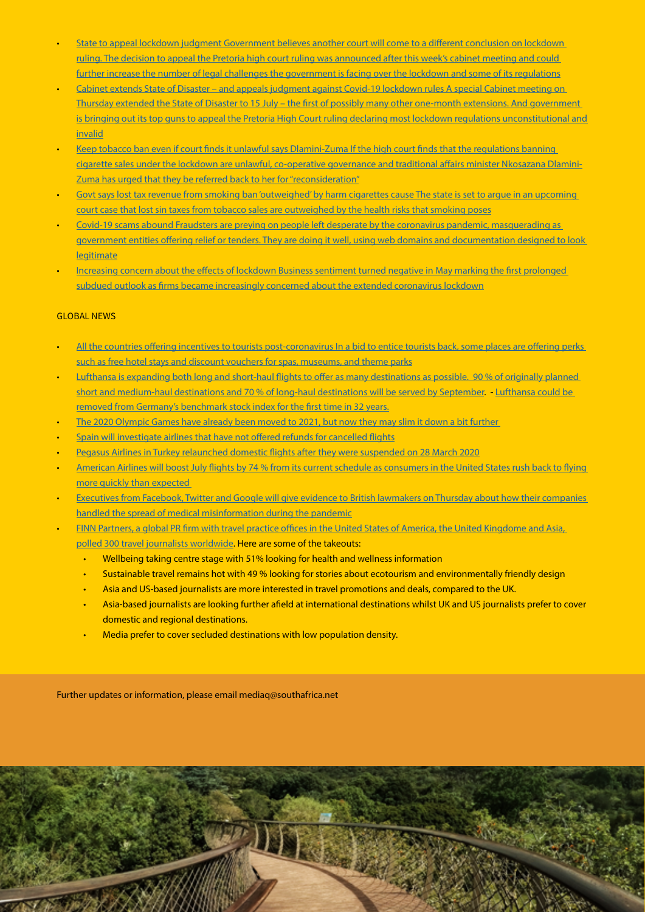- State to appeal lockdown judgment Government believes another court will come to a different conclusion on lockdown ruling. The decision to appeal the Pretoria high court ruling was announced after this week's cabinet meeting and could further increase the number of legal challenges the government is facing over the lockdown and some of its regulations
- Cabinet extends State of Disaster – and appeals judgment against Covid-19 lockdown rules A special Cabinet meeting on Thursday extended the State of Disaster to 15 July – the first of possibly many other one-month extensions. And government is bringing out its top guns to appeal the Pretoria High Court ruling declaring most lockdown regulations unconstitutional and invalid
- Keep tobacco ban even if court finds it unlawful says Dlamini-Zuma If the high court finds that the regulations banning cigarette sales under the lockdown are unlawful, co-operative governance and traditional affairs minister Nkosazana Dlamini-Zuma has urged that they be referred back to her for "reconsideration"
- Govt says lost tax revenue from smoking ban 'outweighed' by harm cigarettes cause The state is set to argue in an upcoming court case that lost sin taxes from tobacco sales are outweighed by the health risks that smoking poses
- Covid-19 scams abound Fraudsters are preying on people left desperate by the coronavirus pandemic, masquerading as government entities offering relief or tenders. They are doing it well, using web domains and documentation designed to look legitimate
- Increasing concern about the effects of lockdown Business sentiment turned negative in May marking the first prolonged subdued outlook as firms became increasingly concerned about the extended coronavirus lockdown

GLOBAL NEWS

- All the countries offering incentives to tourists post-coronavirus In a bid to entice tourists back, some places are offering perks such as free hotel stays and discount vouchers for spas, museums, and theme parks
- Lufthansa is expanding both long and short-haul flights to offer as many destinations as possible. 90 % of originally planned short and medium-haul destinations and 70 % of long-haul destinations will be served by September. - Lufthansa could be removed from Germany's benchmark stock index for the first time in 32 years.
- The 2020 Olympic Games have already been moved to 2021, but now they may slim it down a bit further
- Spain will investigate airlines that have not offered refunds for cancelled flights
- Pegasus Airlines in Turkey relaunched domestic flights after they were suspended on 28 March 2020
- American Airlines will boost July flights by 74 % from its current schedule as consumers in the United States rush back to flying more quickly than expected
- Executives from Facebook, Twitter and Google will give evidence to British lawmakers on Thursday about how their companies handled the spread of medical misinformation during the pandemic
- FINN Partners, a global PR firm with travel practice offices in the United States of America, the United Kingdome and Asia, polled 300 travel journalists worldwide. Here are some of the takeouts:
  - Wellbeing taking centre stage with 51% looking for health and wellness information
  - Sustainable travel remains hot with 49 % looking for stories about ecotourism and environmentally friendly design
  - Asia and US-based journalists are more interested in travel promotions and deals, compared to the UK.
  - Asia-based journalists are looking further afield at international destinations whilst UK and US journalists prefer to cover domestic and regional destinations.
  - Media prefer to cover secluded destinations with low population density.

Further updates or information, please email mediaq@southafrica.net